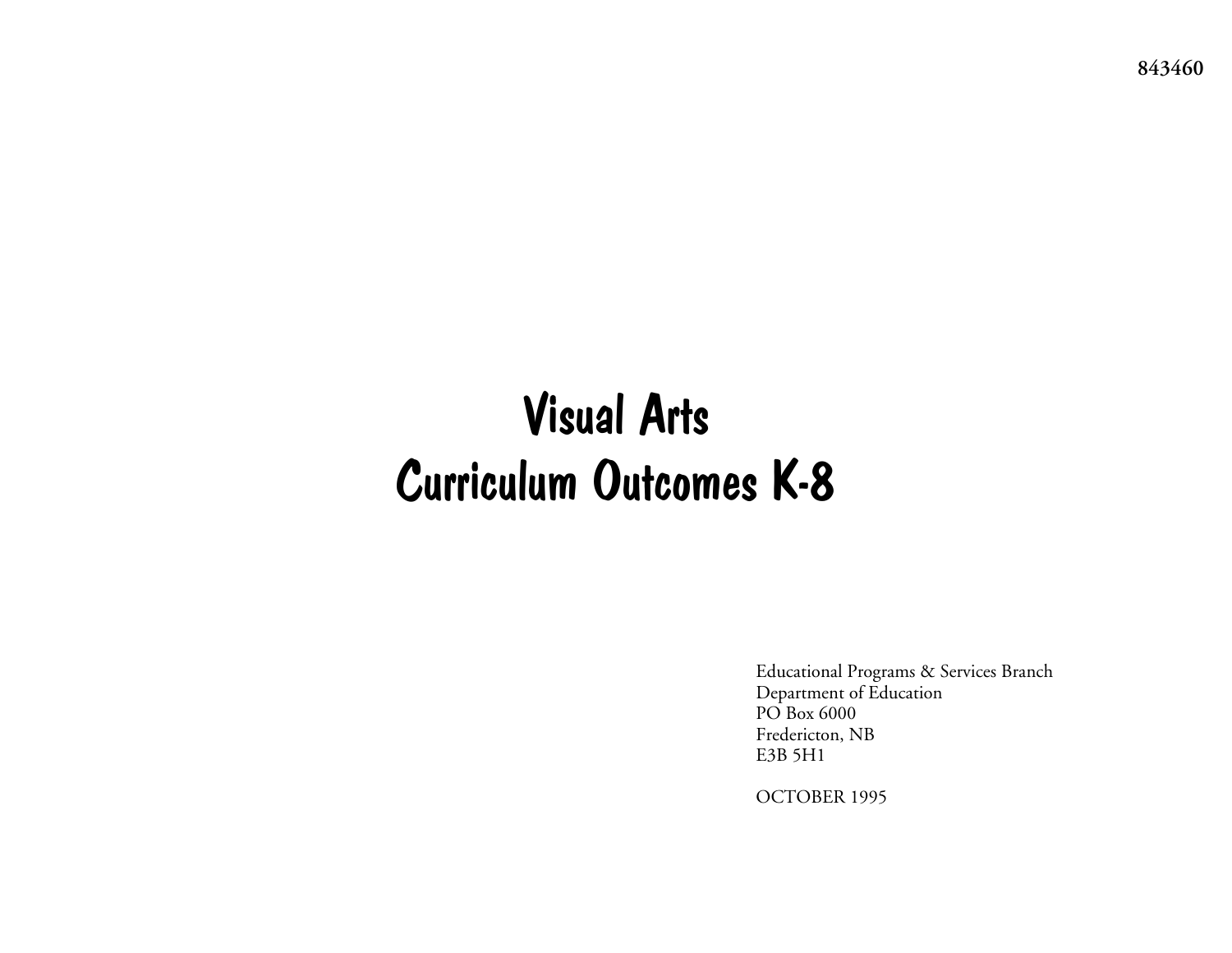843460

# Visual Arts
# Curriculum Outcomes K-8

Educational Programs & Services Branch
Department of Education
PO Box 6000
Fredericton, NB
E3B 5H1

OCTOBER 1995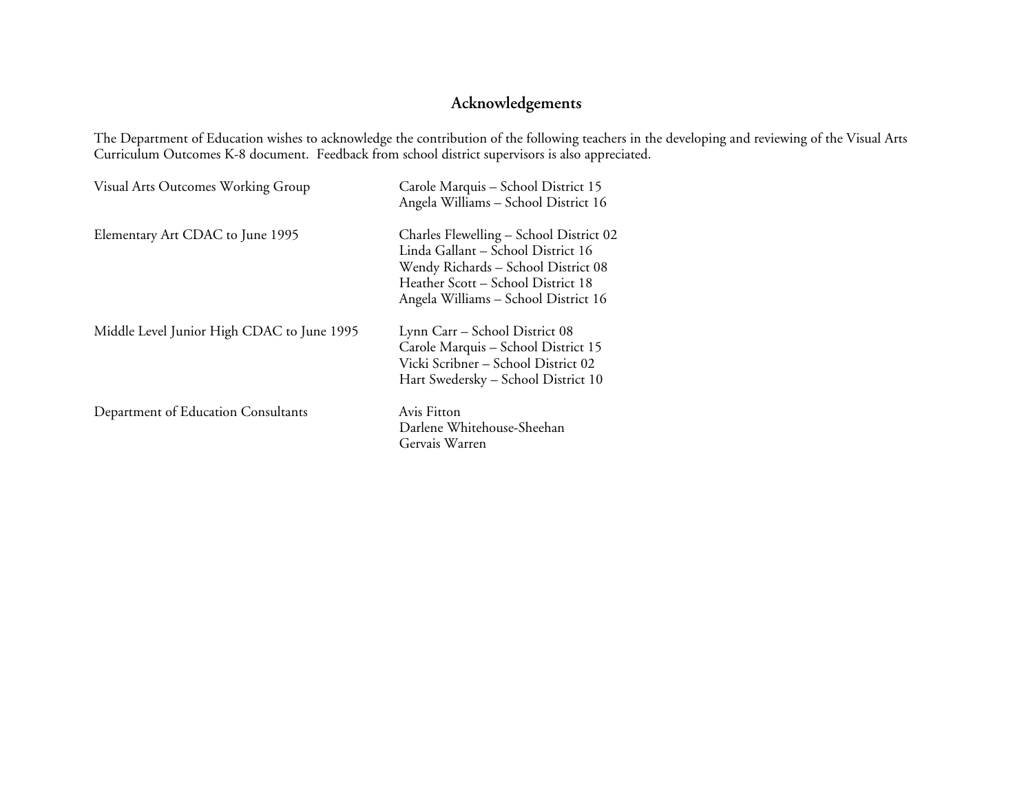# Acknowledgements

The Department of Education wishes to acknowledge the contribution of the following teachers in the developing and reviewing of the Visual Arts Curriculum Outcomes K-8 document. Feedback from school district supervisors is also appreciated.

| | |
|---|---|
| Visual Arts Outcomes Working Group | Carole Marquis – School District 15<br>Angela Williams – School District 16 |
| Elementary Art CDAC to June 1995 | Charles Flewelling – School District 02<br>Linda Gallant – School District 16<br>Wendy Richards – School District 08<br>Heather Scott – School District 18<br>Angela Williams – School District 16 |
| Middle Level Junior High CDAC to June 1995 | Lynn Carr – School District 08<br>Carole Marquis – School District 15<br>Vicki Scribner – School District 02<br>Hart Swedersky – School District 10 |
| Department of Education Consultants | Avis Fitton<br>Darlene Whitehouse-Sheehan<br>Gervais Warren |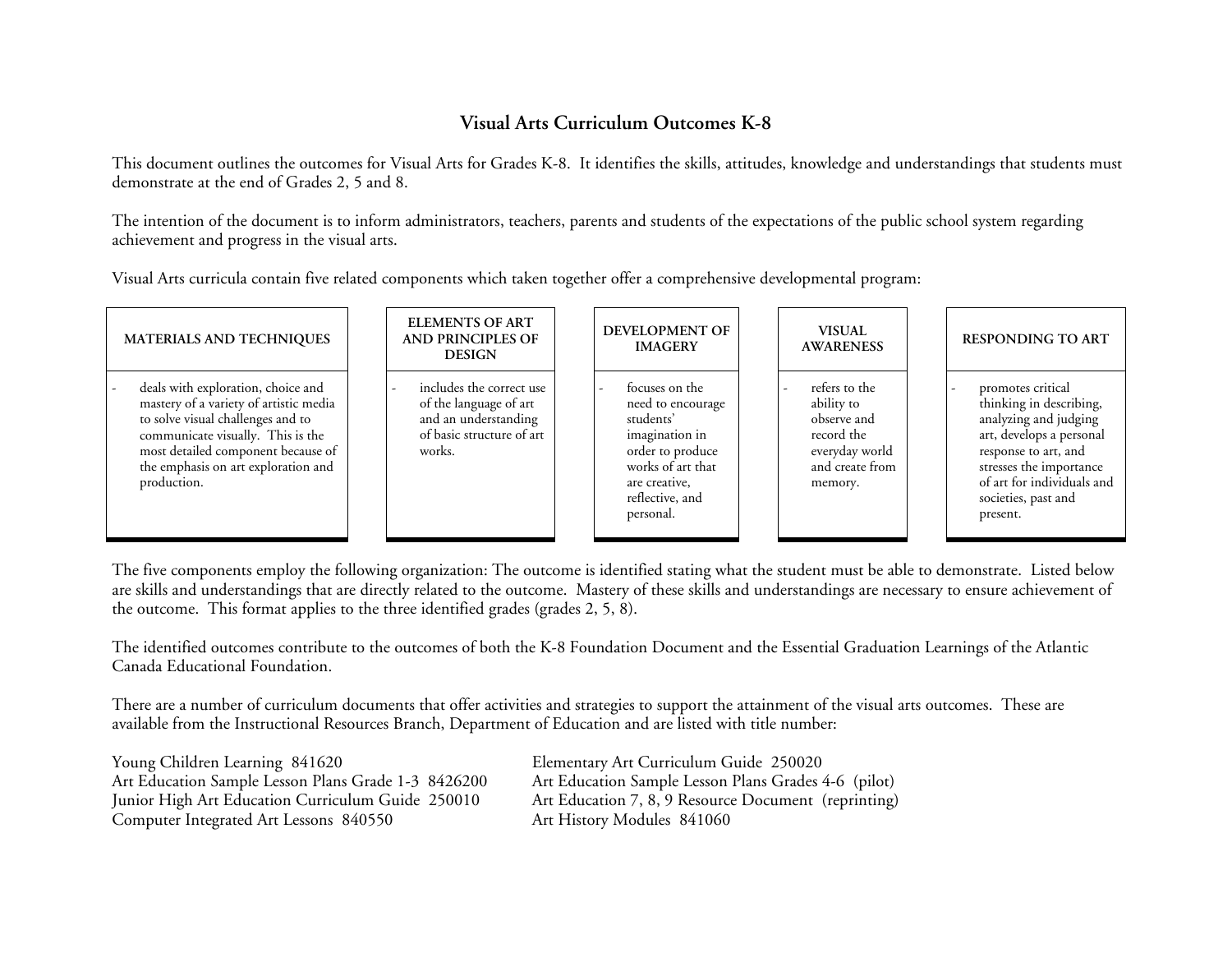# Visual Arts Curriculum Outcomes K-8

This document outlines the outcomes for Visual Arts for Grades K-8. It identifies the skills, attitudes, knowledge and understandings that students must demonstrate at the end of Grades 2, 5 and 8.

The intention of the document is to inform administrators, teachers, parents and students of the expectations of the public school system regarding achievement and progress in the visual arts.

Visual Arts curricula contain five related components which taken together offer a comprehensive developmental program:

| MATERIALS AND TECHNIQUES | ELEMENTS OF ART AND PRINCIPLES OF DESIGN | DEVELOPMENT OF IMAGERY | VISUAL AWARENESS | RESPONDING TO ART |
|---|---|---|---|---|
| - deals with exploration, choice and mastery of a variety of artistic media to solve visual challenges and to communicate visually. This is the most detailed component because of the emphasis on art exploration and production. | - includes the correct use of the language of art and an understanding of basic structure of art works. | - focuses on the need to encourage students' imagination in order to produce works of art that are creative, reflective, and personal. | - refers to the ability to observe and record the everyday world and create from memory. | - promotes critical thinking in describing, analyzing and judging art, develops a personal response to art, and stresses the importance of art for individuals and societies, past and present. |

The five components employ the following organization: The outcome is identified stating what the student must be able to demonstrate. Listed below are skills and understandings that are directly related to the outcome. Mastery of these skills and understandings are necessary to ensure achievement of the outcome. This format applies to the three identified grades (grades 2, 5, 8).

The identified outcomes contribute to the outcomes of both the K-8 Foundation Document and the Essential Graduation Learnings of the Atlantic Canada Educational Foundation.

There are a number of curriculum documents that offer activities and strategies to support the attainment of the visual arts outcomes. These are available from the Instructional Resources Branch, Department of Education and are listed with title number:

Young Children Learning 841620
Art Education Sample Lesson Plans Grade 1-3 8426200
Junior High Art Education Curriculum Guide 250010
Computer Integrated Art Lessons 840550
Elementary Art Curriculum Guide 250020
Art Education Sample Lesson Plans Grades 4-6 (pilot)
Art Education 7, 8, 9 Resource Document (reprinting)
Art History Modules 841060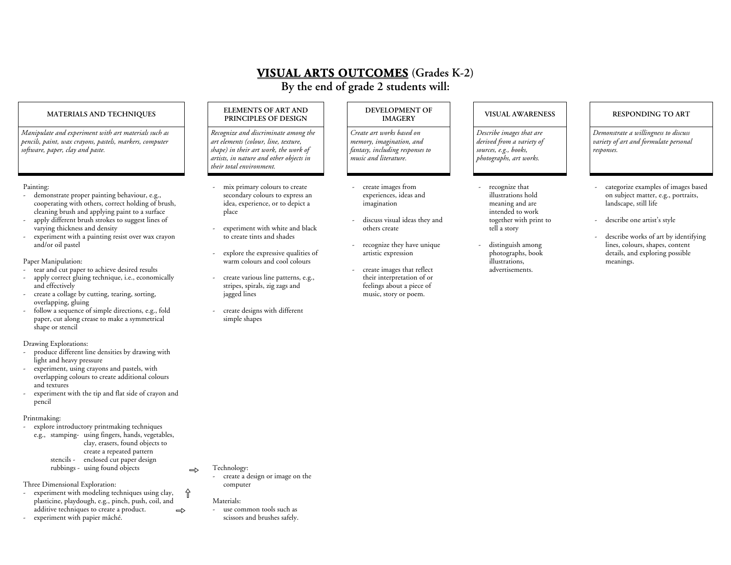# VISUAL ARTS OUTCOMES (Grades K-2)

## By the end of grade 2 students will:

### MATERIALS AND TECHNIQUES

*Manipulate and experiment with art materials such as pencils, paint, wax crayons, pastels, markers, computer software, paper, clay and paste.*

Painting:

- demonstrate proper painting behaviour, e.g., cooperating with others, correct holding of brush, cleaning brush and applying paint to a surface
- apply different brush strokes to suggest lines of varying thickness and density
- experiment with a painting resist over wax crayon and/or oil pastel

Paper Manipulation:

- tear and cut paper to achieve desired results
- apply correct gluing technique, i.e., economically and effectively
- create a collage by cutting, tearing, sorting, overlapping, gluing
- follow a sequence of simple directions, e.g., fold paper, cut along crease to make a symmetrical shape or stencil

Drawing Explorations:

- produce different line densities by drawing with light and heavy pressure
- experiment, using crayons and pastels, with overlapping colours to create additional colours and textures
- experiment with the tip and flat side of crayon and pencil

Printmaking:

- explore introductory printmaking techniques
  e.g., stamping- using fingers, hands, vegetables, clay, erasers, found objects to create a repeated pattern
  stencils - enclosed cut paper design
  rubbings - using found objects ⇨

Three Dimensional Exploration:

- experiment with modeling techniques using clay, plasticine, playdough, e.g., pinch, push, coil, and additive techniques to create a product. ⇨
- experiment with papier mâché.

### ELEMENTS OF ART AND PRINCIPLES OF DESIGN

*Recognize and discriminate among the art elements (colour, line, texture, shape) in their art work, the work of artists, in nature and other objects in their total environment.*

- mix primary colours to create secondary colours to express an idea, experience, or to depict a place
- experiment with white and black to create tints and shades
- explore the expressive qualities of warm colours and cool colours
- create various line patterns, e.g., stripes, spirals, zig zags and jagged lines
- create designs with different simple shapes

Technology:

- create a design or image on the computer

Materials:

- use common tools such as scissors and brushes safely.

### DEVELOPMENT OF IMAGERY

*Create art works based on memory, imagination, and fantasy, including responses to music and literature.*

- create images from experiences, ideas and imagination
- discuss visual ideas they and others create
- recognize they have unique artistic expression
- create images that reflect their interpretation of or feelings about a piece of music, story or poem.

### VISUAL AWARENESS

*Describe images that are derived from a variety of sources, e.g., books, photographs, art works.*

- recognize that illustrations hold meaning and are intended to work together with print to tell a story
- distinguish among photographs, book illustrations, advertisements.

### RESPONDING TO ART

*Demonstrate a willingness to discuss variety of art and formulate personal responses.*

- categorize examples of images based on subject matter, e.g., portraits, landscape, still life
- describe one artist's style
- describe works of art by identifying lines, colours, shapes, content details, and exploring possible meanings.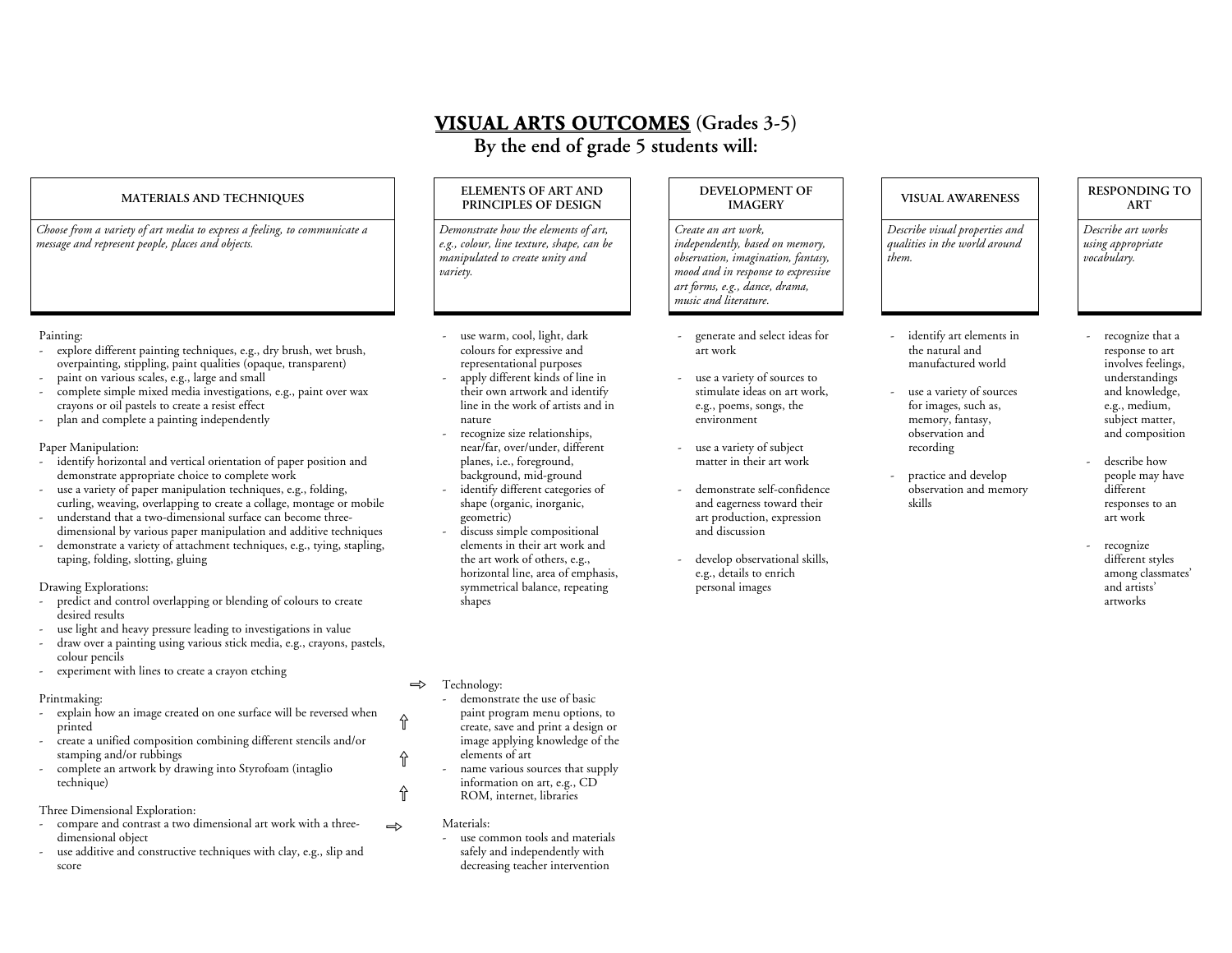# VISUAL ARTS OUTCOMES (Grades 3-5)

## By the end of grade 5 students will:

### MATERIALS AND TECHNIQUES

*Choose from a variety of art media to express a feeling, to communicate a message and represent people, places and objects.*

Painting:

- explore different painting techniques, e.g., dry brush, wet brush, overpainting, stippling, paint qualities (opaque, transparent)
- paint on various scales, e.g., large and small
- complete simple mixed media investigations, e.g., paint over wax crayons or oil pastels to create a resist effect
- plan and complete a painting independently

Paper Manipulation:

- identify horizontal and vertical orientation of paper position and demonstrate appropriate choice to complete work
- use a variety of paper manipulation techniques, e.g., folding, curling, weaving, overlapping to create a collage, montage or mobile
- understand that a two-dimensional surface can become three-dimensional by various paper manipulation and additive techniques
- demonstrate a variety of attachment techniques, e.g., tying, stapling, taping, folding, slotting, gluing

Drawing Explorations:

- predict and control overlapping or blending of colours to create desired results
- use light and heavy pressure leading to investigations in value
- draw over a painting using various stick media, e.g., crayons, pastels, colour pencils
- experiment with lines to create a crayon etching

Printmaking:

- explain how an image created on one surface will be reversed when printed
- create a unified composition combining different stencils and/or stamping and/or rubbings
- complete an artwork by drawing into Styrofoam (intaglio technique)

Three Dimensional Exploration:

- compare and contrast a two dimensional art work with a three-dimensional object
- use additive and constructive techniques with clay, e.g., slip and score

### ELEMENTS OF ART AND PRINCIPLES OF DESIGN

*Demonstrate how the elements of art, e.g., colour, line texture, shape, can be manipulated to create unity and variety.*

- use warm, cool, light, dark colours for expressive and representational purposes
- apply different kinds of line in their own artwork and identify line in the work of artists and in nature
- recognize size relationships, near/far, over/under, different planes, i.e., foreground, background, mid-ground
- identify different categories of shape (organic, inorganic, geometric)
- discuss simple compositional elements in their art work and the art work of others, e.g., horizontal line, area of emphasis, symmetrical balance, repeating shapes

⇨ Technology:

- demonstrate the use of basic paint program menu options, to create, save and print a design or image applying knowledge of the elements of art
- name various sources that supply information on art, e.g., CD ROM, internet, libraries

⇨ Materials:

- use common tools and materials safely and independently with decreasing teacher intervention

### DEVELOPMENT OF IMAGERY

*Create an art work, independently, based on memory, observation, imagination, fantasy, mood and in response to expressive art forms, e.g., dance, drama, music and literature.*

- generate and select ideas for art work
- use a variety of sources to stimulate ideas on art work, e.g., poems, songs, the environment
- use a variety of subject matter in their art work
- demonstrate self-confidence and eagerness toward their art production, expression and discussion
- develop observational skills, e.g., details to enrich personal images

### VISUAL AWARENESS

*Describe visual properties and qualities in the world around them.*

- identify art elements in the natural and manufactured world
- use a variety of sources for images, such as, memory, fantasy, observation and recording
- practice and develop observation and memory skills

### RESPONDING TO ART

*Describe art works using appropriate vocabulary.*

- recognize that a response to art involves feelings, understandings and knowledge, e.g., medium, subject matter, and composition
- describe how people may have different responses to an art work
- recognize different styles among classmates' and artists' artworks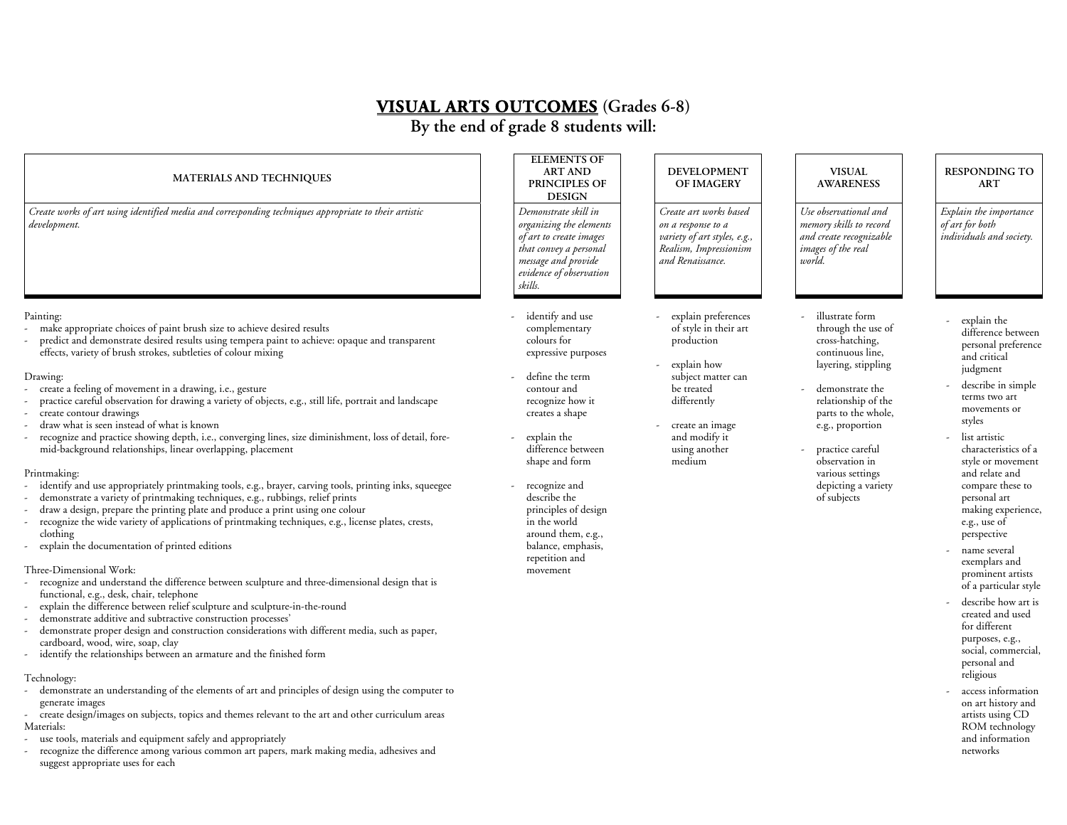# VISUAL ARTS OUTCOMES (Grades 6-8)

## By the end of grade 8 students will:

### MATERIALS AND TECHNIQUES

*Create works of art using identified media and corresponding techniques appropriate to their artistic development.*

Painting:
- make appropriate choices of paint brush size to achieve desired results
- predict and demonstrate desired results using tempera paint to achieve: opaque and transparent effects, variety of brush strokes, subtleties of colour mixing

Drawing:
- create a feeling of movement in a drawing, i.e., gesture
- practice careful observation for drawing a variety of objects, e.g., still life, portrait and landscape
- create contour drawings
- draw what is seen instead of what is known
- recognize and practice showing depth, i.e., converging lines, size diminishment, loss of detail, fore-mid-background relationships, linear overlapping, placement

Printmaking:
- identify and use appropriately printmaking tools, e.g., brayer, carving tools, printing inks, squeegee
- demonstrate a variety of printmaking techniques, e.g., rubbings, relief prints
- draw a design, prepare the printing plate and produce a print using one colour
- recognize the wide variety of applications of printmaking techniques, e.g., license plates, crests, clothing
- explain the documentation of printed editions

Three-Dimensional Work:
- recognize and understand the difference between sculpture and three-dimensional design that is functional, e.g., desk, chair, telephone
- explain the difference between relief sculpture and sculpture-in-the-round
- demonstrate additive and subtractive construction processes'
- demonstrate proper design and construction considerations with different media, such as paper, cardboard, wood, wire, soap, clay
- identify the relationships between an armature and the finished form

Technology:
- demonstrate an understanding of the elements of art and principles of design using the computer to generate images
- create design/images on subjects, topics and themes relevant to the art and other curriculum areas

Materials:
- use tools, materials and equipment safely and appropriately
- recognize the difference among various common art papers, mark making media, adhesives and suggest appropriate uses for each

### ELEMENTS OF ART AND PRINCIPLES OF DESIGN

*Demonstrate skill in organizing the elements of art to create images that convey a personal message and provide evidence of observation skills.*

- identify and use complementary colours for expressive purposes
- define the term contour and recognize how it creates a shape
- explain the difference between shape and form
- recognize and describe the principles of design in the world around them, e.g., balance, emphasis, repetition and movement

### DEVELOPMENT OF IMAGERY

*Create art works based on a response to a variety of art styles, e.g., Realism, Impressionism and Renaissance.*

- explain preferences of style in their art production
- explain how subject matter can be treated differently
- create an image and modify it using another medium

### VISUAL AWARENESS

*Use observational and memory skills to record and create recognizable images of the real world.*

- illustrate form through the use of cross-hatching, continuous line, layering, stippling
- demonstrate the relationship of the parts to the whole, e.g., proportion
- practice careful observation in various settings depicting a variety of subjects

### RESPONDING TO ART

*Explain the importance of art for both individuals and society.*

- explain the difference between personal preference and critical judgment
- describe in simple terms two art movements or styles
- list artistic characteristics of a style or movement and relate and compare these to personal art making experience, e.g., use of perspective
- name several exemplars and prominent artists of a particular style
- describe how art is created and used for different purposes, e.g., social, commercial, personal and religious
- access information on art history and artists using CD ROM technology and information networks